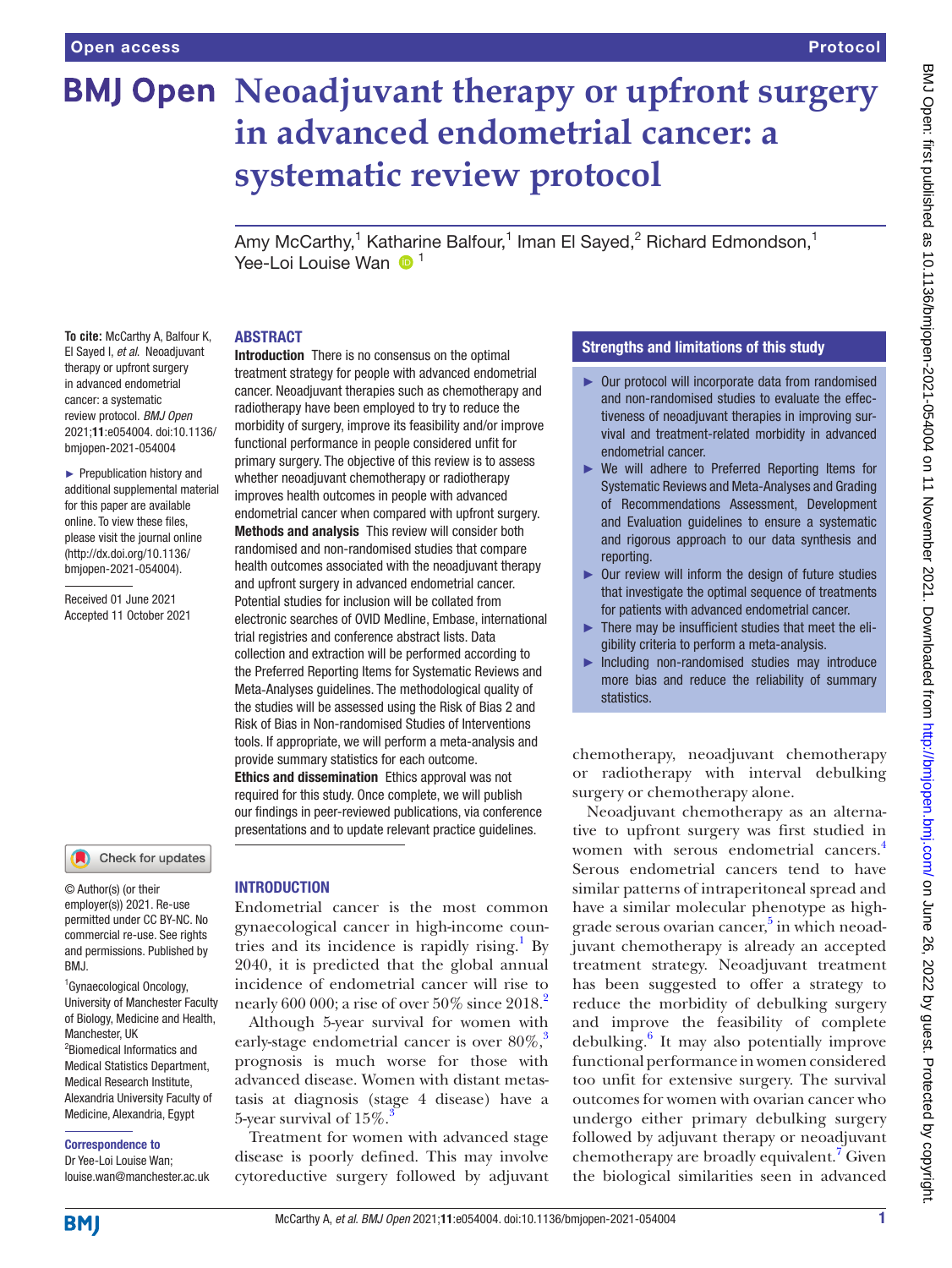Open access

Protocol

# Neoadjuvant therapy or upfront surgery in advanced endometrial cancer: a systematic review protocol

Amy McCarthy,[1] Katharine Balfour,[1] Iman El Sayed,[2] Richard Edmondson,[1] Yee-Loi Louise Wan [1]

**To cite:** McCarthy A, Balfour K, El Sayed I, *et al*. Neoadjuvant therapy or upfront surgery in advanced endometrial cancer: a systematic review protocol. *BMJ Open* 2021;**11**:e054004. doi:10.1136/bmjopen-2021-054004

► Prepublication history and additional supplemental material for this paper are available online. To view these files, please visit the journal online (http://dx.doi.org/10.1136/bmjopen-2021-054004).

Received 01 June 2021
Accepted 11 October 2021

© Author(s) (or their employer(s)) 2021. Re-use permitted under CC BY-NC. No commercial re-use. See rights and permissions. Published by BMJ.

[1]Gynaecological Oncology, University of Manchester Faculty of Biology, Medicine and Health, Manchester, UK
[2]Biomedical Informatics and Medical Statistics Department, Medical Research Institute, Alexandria University Faculty of Medicine, Alexandria, Egypt

**Correspondence to**
Dr Yee-Loi Louise Wan;
louise.wan@manchester.ac.uk

## ABSTRACT

**Introduction** There is no consensus on the optimal treatment strategy for people with advanced endometrial cancer. Neoadjuvant therapies such as chemotherapy and radiotherapy have been employed to try to reduce the morbidity of surgery, improve its feasibility and/or improve functional performance in people considered unfit for primary surgery. The objective of this review is to assess whether neoadjuvant chemotherapy or radiotherapy improves health outcomes in people with advanced endometrial cancer when compared with upfront surgery.

**Methods and analysis** This review will consider both randomised and non-randomised studies that compare health outcomes associated with the neoadjuvant therapy and upfront surgery in advanced endometrial cancer. Potential studies for inclusion will be collated from electronic searches of OVID Medline, Embase, international trial registries and conference abstract lists. Data collection and extraction will be performed according to the Preferred Reporting Items for Systematic Reviews and Meta-Analyses guidelines. The methodological quality of the studies will be assessed using the Risk of Bias 2 and Risk of Bias in Non-randomised Studies of Interventions tools. If appropriate, we will perform a meta-analysis and provide summary statistics for each outcome.

**Ethics and dissemination** Ethics approval was not required for this study. Once complete, we will publish our findings in peer-reviewed publications, via conference presentations and to update relevant practice guidelines.

### Strengths and limitations of this study

- ► Our protocol will incorporate data from randomised and non-randomised studies to evaluate the effectiveness of neoadjuvant therapies in improving survival and treatment-related morbidity in advanced endometrial cancer.
- ► We will adhere to Preferred Reporting Items for Systematic Reviews and Meta-Analyses and Grading of Recommendations Assessment, Development and Evaluation guidelines to ensure a systematic and rigorous approach to our data synthesis and reporting.
- ► Our review will inform the design of future studies that investigate the optimal sequence of treatments for patients with advanced endometrial cancer.
- ► There may be insufficient studies that meet the eligibility criteria to perform a meta-analysis.
- ► Including non-randomised studies may introduce more bias and reduce the reliability of summary statistics.

## INTRODUCTION

Endometrial cancer is the most common gynaecological cancer in high-income countries and its incidence is rapidly rising.[1] By 2040, it is predicted that the global annual incidence of endometrial cancer will rise to nearly 600 000; a rise of over 50% since 2018.[2]

Although 5-year survival for women with early-stage endometrial cancer is over 80%,[3] prognosis is much worse for those with advanced disease. Women with distant metastasis at diagnosis (stage 4 disease) have a 5-year survival of 15%.[3]

Treatment for women with advanced stage disease is poorly defined. This may involve cytoreductive surgery followed by adjuvant chemotherapy, neoadjuvant chemotherapy or radiotherapy with interval debulking surgery or chemotherapy alone.

Neoadjuvant chemotherapy as an alternative to upfront surgery was first studied in women with serous endometrial cancers.[4] Serous endometrial cancers tend to have similar patterns of intraperitoneal spread and have a similar molecular phenotype as high-grade serous ovarian cancer,[5] in which neoadjuvant chemotherapy is already an accepted treatment strategy. Neoadjuvant treatment has been suggested to offer a strategy to reduce the morbidity of debulking surgery and improve the feasibility of complete debulking.[6] It may also potentially improve functional performance in women considered too unfit for extensive surgery. The survival outcomes for women with ovarian cancer who undergo either primary debulking surgery followed by adjuvant therapy or neoadjuvant chemotherapy are broadly equivalent.[7] Given the biological similarities seen in advanced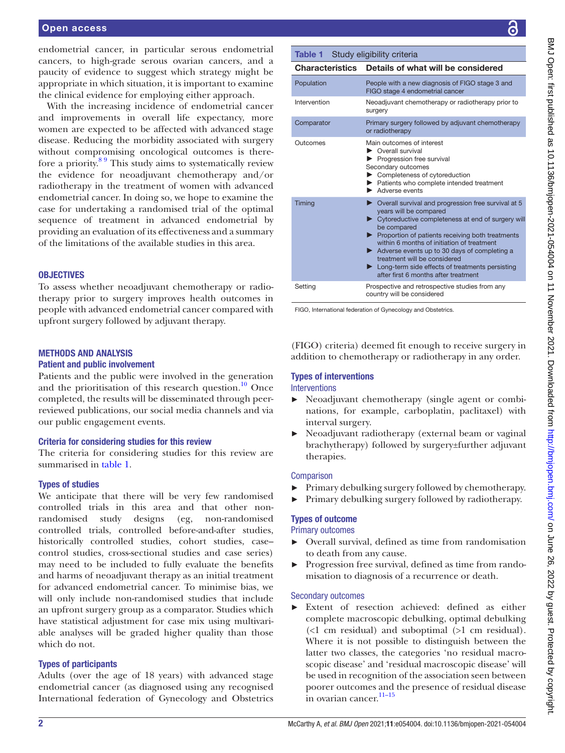endometrial cancer, in particular serous endometrial cancers, to high-grade serous ovarian cancers, and a paucity of evidence to suggest which strategy might be appropriate in which situation, it is important to examine the clinical evidence for employing either approach.

With the increasing incidence of endometrial cancer and improvements in overall life expectancy, more women are expected to be affected with advanced stage disease. Reducing the morbidity associated with surgery without compromising oncological outcomes is therefore a priority.[8 9] This study aims to systematically review the evidence for neoadjuvant chemotherapy and/or radiotherapy in the treatment of women with advanced endometrial cancer. In doing so, we hope to examine the case for undertaking a randomised trial of the optimal sequence of treatment in advanced endometrial by providing an evaluation of its effectiveness and a summary of the limitations of the available studies in this area.

## OBJECTIVES

To assess whether neoadjuvant chemotherapy or radiotherapy prior to surgery improves health outcomes in people with advanced endometrial cancer compared with upfront surgery followed by adjuvant therapy.

## METHODS AND ANALYSIS

### Patient and public involvement

Patients and the public were involved in the generation and the prioritisation of this research question.[10] Once completed, the results will be disseminated through peer-reviewed publications, our social media channels and via our public engagement events.

### Criteria for considering studies for this review

The criteria for considering studies for this review are summarised in table 1.

**Table 1** Study eligibility criteria

| Characteristics | Details of what will be considered |
|---|---|
| Population | People with a new diagnosis of FIGO stage 3 and FIGO stage 4 endometrial cancer |
| Intervention | Neoadjuvant chemotherapy or radiotherapy prior to surgery |
| Comparator | Primary surgery followed by adjuvant chemotherapy or radiotherapy |
| Outcomes | Main outcomes of interest<br>► Overall survival<br>► Progression free survival<br>Secondary outcomes<br>► Completeness of cytoreduction<br>► Patients who complete intended treatment<br>► Adverse events |
| Timing | ► Overall survival and progression free survival at 5 years will be compared<br>► Cytoreductive completeness at end of surgery will be compared<br>► Proportion of patients receiving both treatments within 6 months of initiation of treatment<br>► Adverse events up to 30 days of completing a treatment will be considered<br>► Long-term side effects of treatments persisting after first 6 months after treatment |
| Setting | Prospective and retrospective studies from any country will be considered |

FIGO, International federation of Gynecology and Obstetrics.

### Types of studies

We anticipate that there will be very few randomised controlled trials in this area and that other non-randomised study designs (eg, non-randomised controlled trials, controlled before-and-after studies, historically controlled studies, cohort studies, case–control studies, cross-sectional studies and case series) may need to be included to fully evaluate the benefits and harms of neoadjuvant therapy as an initial treatment for advanced endometrial cancer. To minimise bias, we will only include non-randomised studies that include an upfront surgery group as a comparator. Studies which have statistical adjustment for case mix using multivariable analyses will be graded higher quality than those which do not.

### Types of participants

Adults (over the age of 18 years) with advanced stage endometrial cancer (as diagnosed using any recognised International federation of Gynecology and Obstetrics (FIGO) criteria) deemed fit enough to receive surgery in addition to chemotherapy or radiotherapy in any order.

### Types of interventions

#### Interventions

- Neoadjuvant chemotherapy (single agent or combinations, for example, carboplatin, paclitaxel) with interval surgery.
- Neoadjuvant radiotherapy (external beam or vaginal brachytherapy) followed by surgery±further adjuvant therapies.

#### Comparison

- Primary debulking surgery followed by chemotherapy.
- Primary debulking surgery followed by radiotherapy.

### Types of outcome

#### Primary outcomes

- Overall survival, defined as time from randomisation to death from any cause.
- Progression free survival, defined as time from randomisation to diagnosis of a recurrence or death.

#### Secondary outcomes

- Extent of resection achieved: defined as either complete macroscopic debulking, optimal debulking (<1 cm residual) and suboptimal (>1 cm residual). Where it is not possible to distinguish between the latter two classes, the categories 'no residual macroscopic disease' and 'residual macroscopic disease' will be used in recognition of the association seen between poorer outcomes and the presence of residual disease in ovarian cancer.[11–15]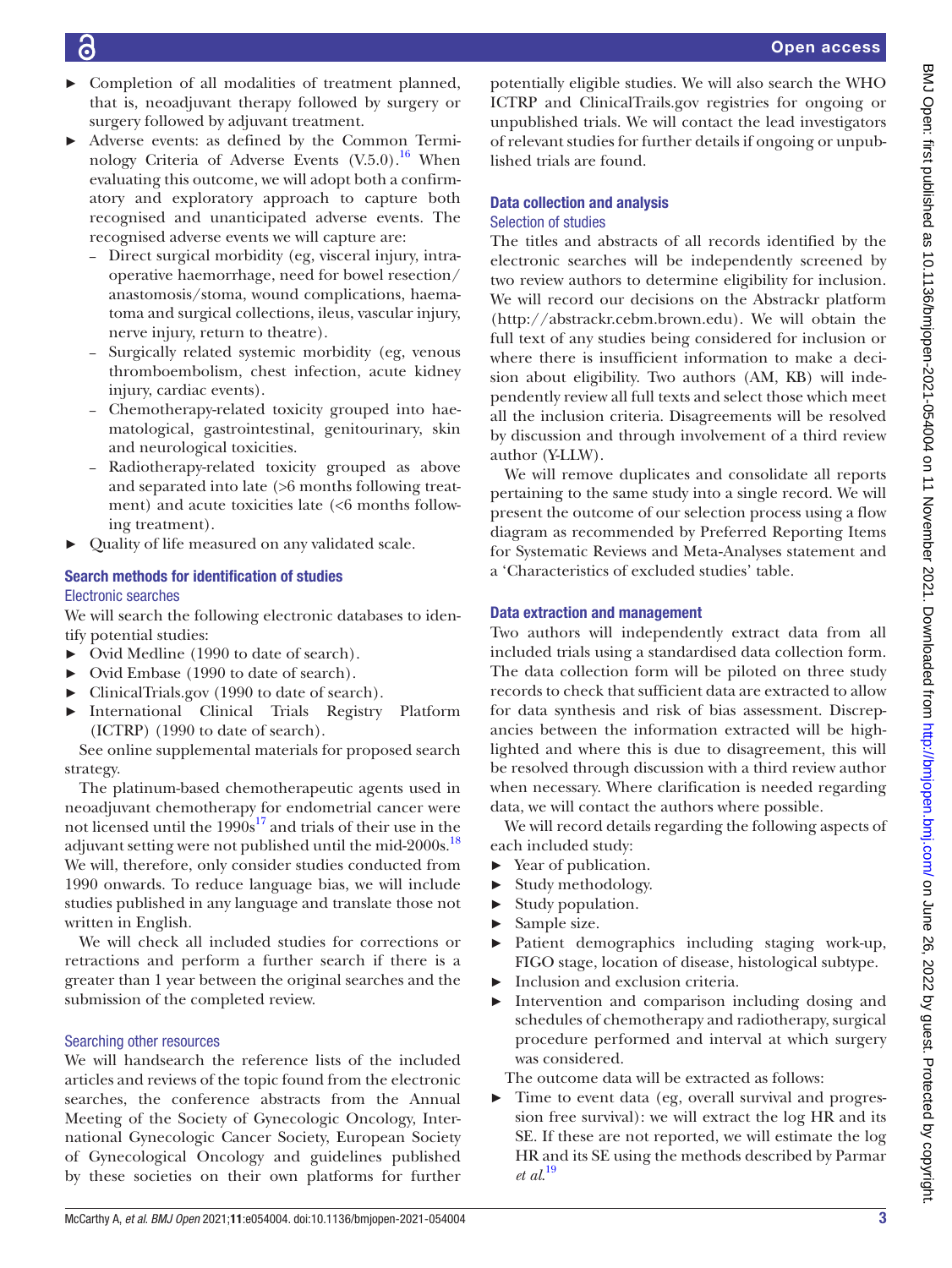- Completion of all modalities of treatment planned, that is, neoadjuvant therapy followed by surgery or surgery followed by adjuvant treatment.
- Adverse events: as defined by the Common Terminology Criteria of Adverse Events (V.5.0).[16] When evaluating this outcome, we will adopt both a confirmatory and exploratory approach to capture both recognised and unanticipated adverse events. The recognised adverse events we will capture are:
  - Direct surgical morbidity (eg, visceral injury, intraoperative haemorrhage, need for bowel resection/anastomosis/stoma, wound complications, haematoma and surgical collections, ileus, vascular injury, nerve injury, return to theatre).
  - Surgically related systemic morbidity (eg, venous thromboembolism, chest infection, acute kidney injury, cardiac events).
  - Chemotherapy-related toxicity grouped into haematological, gastrointestinal, genitourinary, skin and neurological toxicities.
  - Radiotherapy-related toxicity grouped as above and separated into late (>6 months following treatment) and acute toxicities late (<6 months following treatment).
- Quality of life measured on any validated scale.

## Search methods for identification of studies

### Electronic searches

We will search the following electronic databases to identify potential studies:

- Ovid Medline (1990 to date of search).
- Ovid Embase (1990 to date of search).
- ClinicalTrials.gov (1990 to date of search).
- International Clinical Trials Registry Platform (ICTRP) (1990 to date of search).

See online supplemental materials for proposed search strategy.

The platinum-based chemotherapeutic agents used in neoadjuvant chemotherapy for endometrial cancer were not licensed until the 1990s[17] and trials of their use in the adjuvant setting were not published until the mid-2000s.[18] We will, therefore, only consider studies conducted from 1990 onwards. To reduce language bias, we will include studies published in any language and translate those not written in English.

We will check all included studies for corrections or retractions and perform a further search if there is a greater than 1 year between the original searches and the submission of the completed review.

### Searching other resources

We will handsearch the reference lists of the included articles and reviews of the topic found from the electronic searches, the conference abstracts from the Annual Meeting of the Society of Gynecologic Oncology, International Gynecologic Cancer Society, European Society of Gynecological Oncology and guidelines published by these societies on their own platforms for further potentially eligible studies. We will also search the WHO ICTRP and ClinicalTrails.gov registries for ongoing or unpublished trials. We will contact the lead investigators of relevant studies for further details if ongoing or unpublished trials are found.

## Data collection and analysis

### Selection of studies

The titles and abstracts of all records identified by the electronic searches will be independently screened by two review authors to determine eligibility for inclusion. We will record our decisions on the Abstrackr platform (http://abstrackr.cebm.brown.edu). We will obtain the full text of any studies being considered for inclusion or where there is insufficient information to make a decision about eligibility. Two authors (AM, KB) will independently review all full texts and select those which meet all the inclusion criteria. Disagreements will be resolved by discussion and through involvement of a third review author (Y-LLW).

We will remove duplicates and consolidate all reports pertaining to the same study into a single record. We will present the outcome of our selection process using a flow diagram as recommended by Preferred Reporting Items for Systematic Reviews and Meta-Analyses statement and a 'Characteristics of excluded studies' table.

## Data extraction and management

Two authors will independently extract data from all included trials using a standardised data collection form. The data collection form will be piloted on three study records to check that sufficient data are extracted to allow for data synthesis and risk of bias assessment. Discrepancies between the information extracted will be highlighted and where this is due to disagreement, this will be resolved through discussion with a third review author when necessary. Where clarification is needed regarding data, we will contact the authors where possible.

We will record details regarding the following aspects of each included study:

- Year of publication.
- Study methodology.
- Study population.
- Sample size.
- Patient demographics including staging work-up, FIGO stage, location of disease, histological subtype.
- Inclusion and exclusion criteria.
- Intervention and comparison including dosing and schedules of chemotherapy and radiotherapy, surgical procedure performed and interval at which surgery was considered.

The outcome data will be extracted as follows:

- Time to event data (eg, overall survival and progression free survival): we will extract the log HR and its SE. If these are not reported, we will estimate the log HR and its SE using the methods described by Parmar *et al*.[19]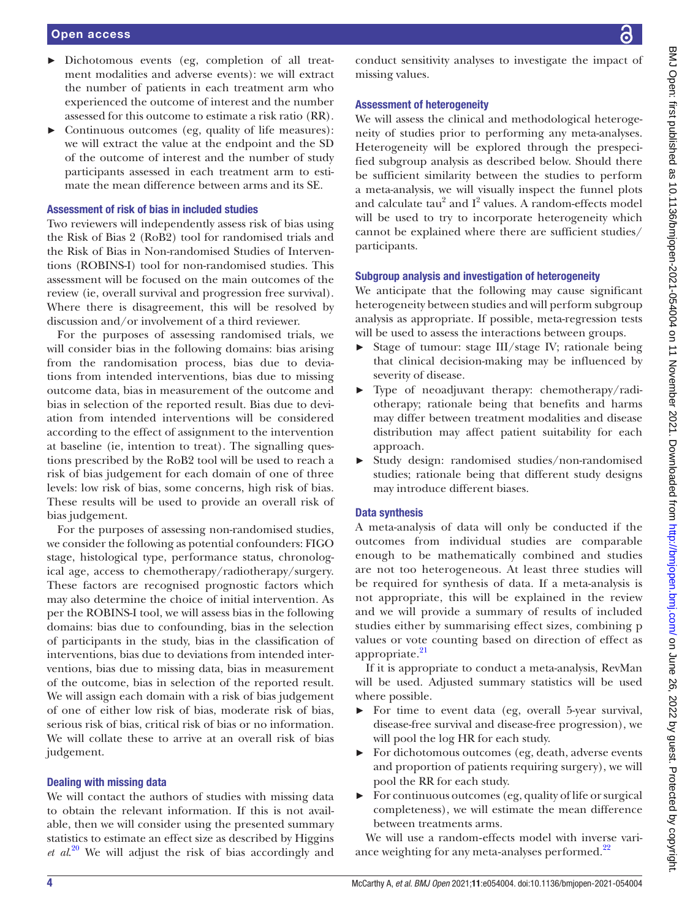- Dichotomous events (eg, completion of all treatment modalities and adverse events): we will extract the number of patients in each treatment arm who experienced the outcome of interest and the number assessed for this outcome to estimate a risk ratio (RR).
- Continuous outcomes (eg, quality of life measures): we will extract the value at the endpoint and the SD of the outcome of interest and the number of study participants assessed in each treatment arm to estimate the mean difference between arms and its SE.

### Assessment of risk of bias in included studies

Two reviewers will independently assess risk of bias using the Risk of Bias 2 (RoB2) tool for randomised trials and the Risk of Bias in Non-randomised Studies of Interventions (ROBINS-I) tool for non-randomised studies. This assessment will be focused on the main outcomes of the review (ie, overall survival and progression free survival). Where there is disagreement, this will be resolved by discussion and/or involvement of a third reviewer.

For the purposes of assessing randomised trials, we will consider bias in the following domains: bias arising from the randomisation process, bias due to deviations from intended interventions, bias due to missing outcome data, bias in measurement of the outcome and bias in selection of the reported result. Bias due to deviation from intended interventions will be considered according to the effect of assignment to the intervention at baseline (ie, intention to treat). The signalling questions prescribed by the RoB2 tool will be used to reach a risk of bias judgement for each domain of one of three levels: low risk of bias, some concerns, high risk of bias. These results will be used to provide an overall risk of bias judgement.

For the purposes of assessing non-randomised studies, we consider the following as potential confounders: FIGO stage, histological type, performance status, chronological age, access to chemotherapy/radiotherapy/surgery. These factors are recognised prognostic factors which may also determine the choice of initial intervention. As per the ROBINS-I tool, we will assess bias in the following domains: bias due to confounding, bias in the selection of participants in the study, bias in the classification of interventions, bias due to deviations from intended interventions, bias due to missing data, bias in measurement of the outcome, bias in selection of the reported result. We will assign each domain with a risk of bias judgement of one of either low risk of bias, moderate risk of bias, serious risk of bias, critical risk of bias or no information. We will collate these to arrive at an overall risk of bias judgement.

### Dealing with missing data

We will contact the authors of studies with missing data to obtain the relevant information. If this is not available, then we will consider using the presented summary statistics to estimate an effect size as described by Higgins *et al*.[20] We will adjust the risk of bias accordingly and conduct sensitivity analyses to investigate the impact of missing values.

### Assessment of heterogeneity

We will assess the clinical and methodological heterogeneity of studies prior to performing any meta-analyses. Heterogeneity will be explored through the prespecified subgroup analysis as described below. Should there be sufficient similarity between the studies to perform a meta-analysis, we will visually inspect the funnel plots and calculate $tau^2$ and $I^2$ values. A random-effects model will be used to try to incorporate heterogeneity which cannot be explained where there are sufficient studies/participants.

### Subgroup analysis and investigation of heterogeneity

We anticipate that the following may cause significant heterogeneity between studies and will perform subgroup analysis as appropriate. If possible, meta-regression tests will be used to assess the interactions between groups.

- Stage of tumour: stage III/stage IV; rationale being that clinical decision-making may be influenced by severity of disease.
- Type of neoadjuvant therapy: chemotherapy/radiotherapy; rationale being that benefits and harms may differ between treatment modalities and disease distribution may affect patient suitability for each approach.
- Study design: randomised studies/non-randomised studies; rationale being that different study designs may introduce different biases.

### Data synthesis

A meta-analysis of data will only be conducted if the outcomes from individual studies are comparable enough to be mathematically combined and studies are not too heterogeneous. At least three studies will be required for synthesis of data. If a meta-analysis is not appropriate, this will be explained in the review and we will provide a summary of results of included studies either by summarising effect sizes, combining p values or vote counting based on direction of effect as appropriate.[21]

If it is appropriate to conduct a meta-analysis, RevMan will be used. Adjusted summary statistics will be used where possible.

- For time to event data (eg, overall 5-year survival, disease-free survival and disease-free progression), we will pool the log HR for each study.
- For dichotomous outcomes (eg, death, adverse events and proportion of patients requiring surgery), we will pool the RR for each study.
- For continuous outcomes (eg, quality of life or surgical completeness), we will estimate the mean difference between treatments arms.

We will use a random-effects model with inverse variance weighting for any meta-analyses performed.[22]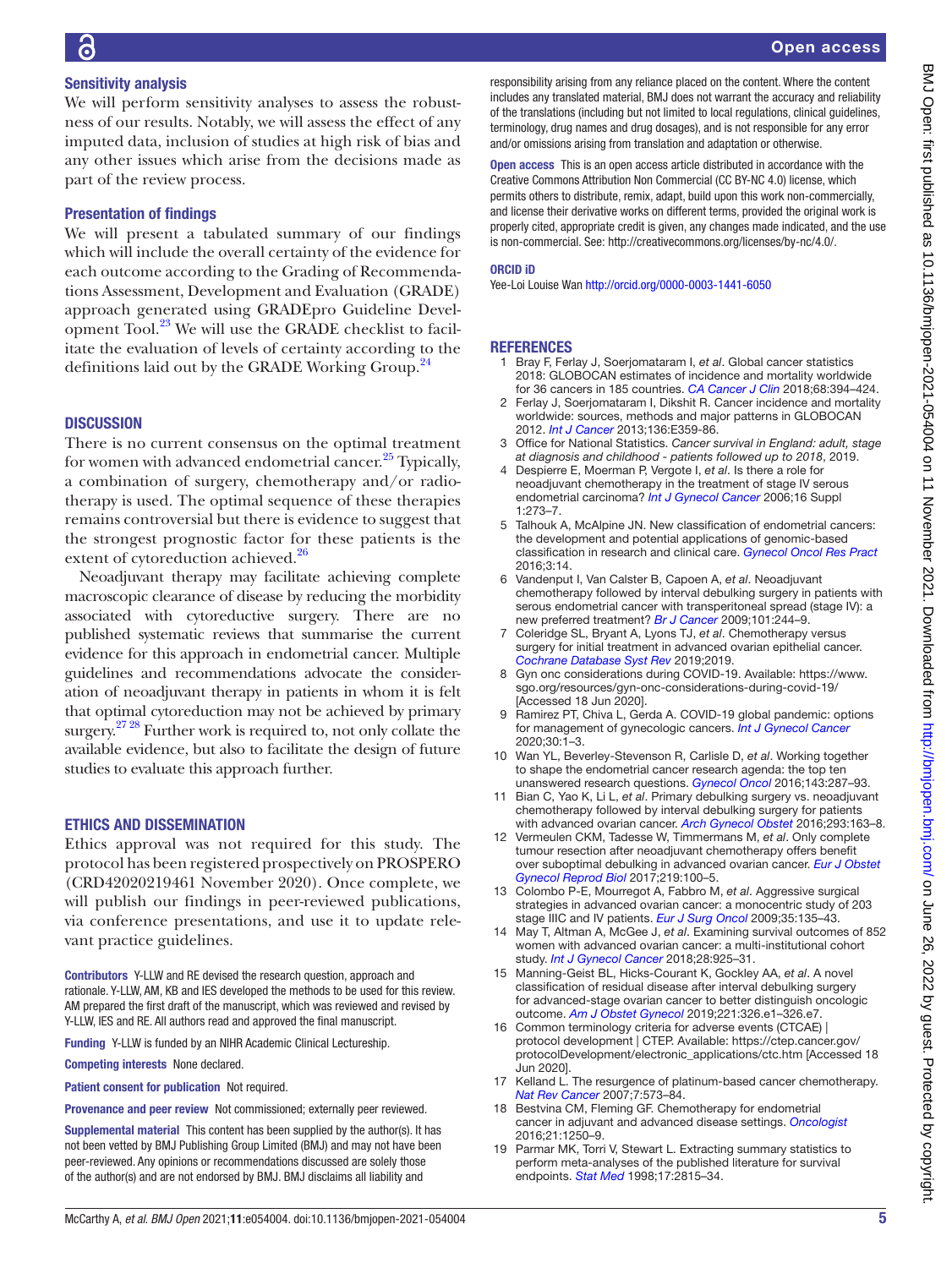### Sensitivity analysis

We will perform sensitivity analyses to assess the robustness of our results. Notably, we will assess the effect of any imputed data, inclusion of studies at high risk of bias and any other issues which arise from the decisions made as part of the review process.

### Presentation of findings

We will present a tabulated summary of our findings which will include the overall certainty of the evidence for each outcome according to the Grading of Recommendations Assessment, Development and Evaluation (GRADE) approach generated using GRADEpro Guideline Development Tool.[23] We will use the GRADE checklist to facilitate the evaluation of levels of certainty according to the definitions laid out by the GRADE Working Group.[24]

## DISCUSSION

There is no current consensus on the optimal treatment for women with advanced endometrial cancer.[25] Typically, a combination of surgery, chemotherapy and/or radiotherapy is used. The optimal sequence of these therapies remains controversial but there is evidence to suggest that the strongest prognostic factor for these patients is the extent of cytoreduction achieved.[26]

Neoadjuvant therapy may facilitate achieving complete macroscopic clearance of disease by reducing the morbidity associated with cytoreductive surgery. There are no published systematic reviews that summarise the current evidence for this approach in endometrial cancer. Multiple guidelines and recommendations advocate the consideration of neoadjuvant therapy in patients in whom it is felt that optimal cytoreduction may not be achieved by primary surgery.[27 28] Further work is required to, not only collate the available evidence, but also to facilitate the design of future studies to evaluate this approach further.

## ETHICS AND DISSEMINATION

Ethics approval was not required for this study. The protocol has been registered prospectively on PROSPERO (CRD42020219461 November 2020). Once complete, we will publish our findings in peer-reviewed publications, via conference presentations, and use it to update relevant practice guidelines.

**Contributors** Y-LLW and RE devised the research question, approach and rationale. Y-LLW, AM, KB and IES developed the methods to be used for this review. AM prepared the first draft of the manuscript, which was reviewed and revised by Y-LLW, IES and RE. All authors read and approved the final manuscript.

**Funding** Y-LLW is funded by an NIHR Academic Clinical Lectureship.

**Competing interests** None declared.

**Patient consent for publication** Not required.

**Provenance and peer review** Not commissioned; externally peer reviewed.

**Supplemental material** This content has been supplied by the author(s). It has not been vetted by BMJ Publishing Group Limited (BMJ) and may not have been peer-reviewed. Any opinions or recommendations discussed are solely those of the author(s) and are not endorsed by BMJ. BMJ disclaims all liability and responsibility arising from any reliance placed on the content. Where the content includes any translated material, BMJ does not warrant the accuracy and reliability of the translations (including but not limited to local regulations, clinical guidelines, terminology, drug names and drug dosages), and is not responsible for any error and/or omissions arising from translation and adaptation or otherwise.

**Open access** This is an open access article distributed in accordance with the Creative Commons Attribution Non Commercial (CC BY-NC 4.0) license, which permits others to distribute, remix, adapt, build upon this work non-commercially, and license their derivative works on different terms, provided the original work is properly cited, appropriate credit is given, any changes made indicated, and the use is non-commercial. See: http://creativecommons.org/licenses/by-nc/4.0/.

### ORCID iD

Yee-Loi Louise Wan http://orcid.org/0000-0003-1441-6050

## REFERENCES

1. Bray F, Ferlay J, Soerjomataram I, *et al*. Global cancer statistics 2018: GLOBOCAN estimates of incidence and mortality worldwide for 36 cancers in 185 countries. *CA Cancer J Clin* 2018;68:394–424.
2. Ferlay J, Soerjomataram I, Dikshit R. Cancer incidence and mortality worldwide: sources, methods and major patterns in GLOBOCAN 2012. *Int J Cancer* 2013;136:E359-86.
3. Office for National Statistics. *Cancer survival in England: adult, stage at diagnosis and childhood - patients followed up to 2018*, 2019.
4. Despierre E, Moerman P, Vergote I, *et al*. Is there a role for neoadjuvant chemotherapy in the treatment of stage IV serous endometrial carcinoma? *Int J Gynecol Cancer* 2006;16 Suppl 1:273–7.
5. Talhouk A, McAlpine JN. New classification of endometrial cancers: the development and potential applications of genomic-based classification in research and clinical care. *Gynecol Oncol Res Pract* 2016;3:14.
6. Vandenput I, Van Calster B, Capoen A, *et al*. Neoadjuvant chemotherapy followed by interval debulking surgery in patients with serous endometrial cancer with transperitoneal spread (stage IV): a new preferred treatment? *Br J Cancer* 2009;101:244–9.
7. Coleridge SL, Bryant A, Lyons TJ, *et al*. Chemotherapy versus surgery for initial treatment in advanced ovarian epithelial cancer. *Cochrane Database Syst Rev* 2019;2019.
8. Gyn onc considerations during COVID-19. Available: https://www.sgo.org/resources/gyn-onc-considerations-during-covid-19/ [Accessed 18 Jun 2020].
9. Ramirez PT, Chiva L, Gerda A. COVID-19 global pandemic: options for management of gynecologic cancers. *Int J Gynecol Cancer* 2020;30:1–3.
10. Wan YL, Beverley-Stevenson R, Carlisle D, *et al*. Working together to shape the endometrial cancer research agenda: the top ten unanswered research questions. *Gynecol Oncol* 2016;143:287–93.
11. Bian C, Yao K, Li L, *et al*. Primary debulking surgery vs. neoadjuvant chemotherapy followed by interval debulking surgery for patients with advanced ovarian cancer. *Arch Gynecol Obstet* 2016;293:163–8.
12. Vermeulen CKM, Tadesse W, Timmermans M, *et al*. Only complete tumour resection after neoadjuvant chemotherapy offers benefit over suboptimal debulking in advanced ovarian cancer. *Eur J Obstet Gynecol Reprod Biol* 2017;219:100–5.
13. Colombo P-E, Mourregot A, Fabbro M, *et al*. Aggressive surgical strategies in advanced ovarian cancer: a monocentric study of 203 stage IIIC and IV patients. *Eur J Surg Oncol* 2009;35:135–43.
14. May T, Altman A, McGee J, *et al*. Examining survival outcomes of 852 women with advanced ovarian cancer: a multi-institutional cohort study. *Int J Gynecol Cancer* 2018;28:925–31.
15. Manning-Geist BL, Hicks-Courant K, Gockley AA, *et al*. A novel classification of residual disease after interval debulking surgery for advanced-stage ovarian cancer to better distinguish oncologic outcome. *Am J Obstet Gynecol* 2019;221:326.e1–326.e7.
16. Common terminology criteria for adverse events (CTCAE) | protocol development | CTEP. Available: https://ctep.cancer.gov/protocolDevelopment/electronic_applications/ctc.htm [Accessed 18 Jun 2020].
17. Kelland L. The resurgence of platinum-based cancer chemotherapy. *Nat Rev Cancer* 2007;7:573–84.
18. Bestvina CM, Fleming GF. Chemotherapy for endometrial cancer in adjuvant and advanced disease settings. *Oncologist* 2016;21:1250–9.
19. Parmar MK, Torri V, Stewart L. Extracting summary statistics to perform meta-analyses of the published literature for survival endpoints. *Stat Med* 1998;17:2815–34.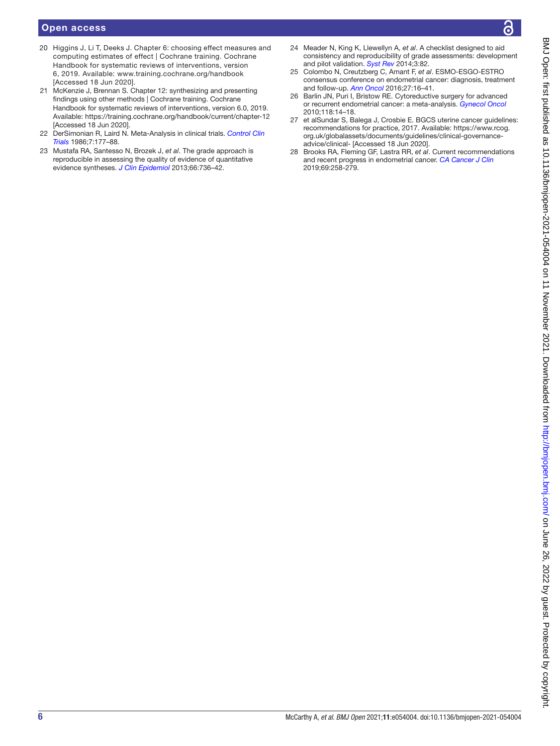20 Higgins J, Li T, Deeks J. Chapter 6: choosing effect measures and computing estimates of effect | Cochrane training. Cochrane Handbook for systematic reviews of interventions, version 6, 2019. Available: www.training.cochrane.org/handbook [Accessed 18 Jun 2020].

21 McKenzie J, Brennan S. Chapter 12: synthesizing and presenting findings using other methods | Cochrane training. Cochrane Handbook for systematic reviews of interventions, version 6.0, 2019. Available: https://training.cochrane.org/handbook/current/chapter-12 [Accessed 18 Jun 2020].

22 DerSimonian R, Laird N. Meta-Analysis in clinical trials. *Control Clin Trials* 1986;7:177–88.

23 Mustafa RA, Santesso N, Brozek J, *et al*. The grade approach is reproducible in assessing the quality of evidence of quantitative evidence syntheses. *J Clin Epidemiol* 2013;66:736–42.

24 Meader N, King K, Llewellyn A, *et al*. A checklist designed to aid consistency and reproducibility of grade assessments: development and pilot validation. *Syst Rev* 2014;3:82.

25 Colombo N, Creutzberg C, Amant F, *et al*. ESMO-ESGO-ESTRO consensus conference on endometrial cancer: diagnosis, treatment and follow-up. *Ann Oncol* 2016;27:16–41.

26 Barlin JN, Puri I, Bristow RE. Cytoreductive surgery for advanced or recurrent endometrial cancer: a meta-analysis. *Gynecol Oncol* 2010;118:14–18.

27 et alSundar S, Balega J, Crosbie E. BGCS uterine cancer guidelines: recommendations for practice, 2017. Available: https://www.rcog.org.uk/globalassets/documents/guidelines/clinical-governance-advice/clinical- [Accessed 18 Jun 2020].

28 Brooks RA, Fleming GF, Lastra RR, *et al*. Current recommendations and recent progress in endometrial cancer. *CA Cancer J Clin* 2019;69:258-279.